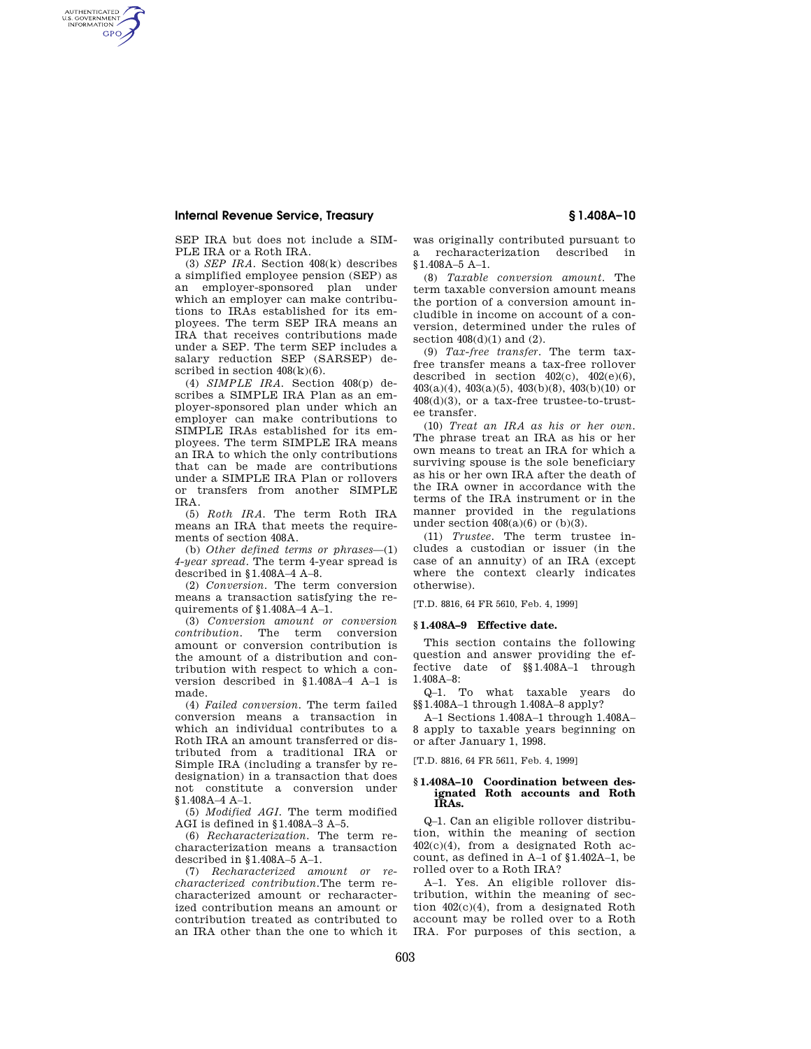SEP IRA but does not include a SIMPLE IRA or a Roth IRA.

(3) *SEP IRA.* Section 408(k) describes a simplified employee pension (SEP) as an employer-sponsored plan under which an employer can make contributions to IRAs established for its employees. The term SEP IRA means an IRA that receives contributions made under a SEP. The term SEP includes a salary reduction SEP (SARSEP) described in section 408(k)(6).

(4) *SIMPLE IRA.* Section 408(p) describes a SIMPLE IRA Plan as an employer-sponsored plan under which an employer can make contributions to SIMPLE IRAs established for its employees. The term SIMPLE IRA means an IRA to which the only contributions that can be made are contributions under a SIMPLE IRA Plan or rollovers or transfers from another SIMPLE IRA.

(5) *Roth IRA.* The term Roth IRA means an IRA that meets the requirements of section 408A.

(b) *Other defined terms or phrases*—(1) *4-year spread.* The term 4-year spread is described in §1.408A–4 A–8.

(2) *Conversion.* The term conversion means a transaction satisfying the requirements of §1.408A–4 A–1.

(3) *Conversion amount or conversion contribution.* The term conversion amount or conversion contribution is the amount of a distribution and contribution with respect to which a conversion described in §1.408A–4 A–1 is made.

(4) *Failed conversion.* The term failed conversion means a transaction in which an individual contributes to a Roth IRA an amount transferred or distributed from a traditional IRA or Simple IRA (including a transfer by redesignation) in a transaction that does not constitute a conversion under §1.408A–4 A–1.

(5) *Modified AGI.* The term modified AGI is defined in §1.408A–3 A–5.

(6) *Recharacterization.* The term recharacterization means a transaction described in §1.408A–5 A–1.

(7) *Recharacterized amount or recharacterized contribution.*The term recharacterized amount or recharacterized contribution means an amount or contribution treated as contributed to an IRA other than the one to which it was originally contributed pursuant to a recharacterization described in §1.408A–5 A–1.

(8) *Taxable conversion amount.* The term taxable conversion amount means the portion of a conversion amount includible in income on account of a conversion, determined under the rules of section 408(d)(1) and (2).

(9) *Tax-free transfer.* The term tax-free transfer means a tax-free rollover described in section 402(c), 402(e)(6), 403(a)(4), 403(a)(5), 403(b)(8), 403(b)(10) or 408(d)(3), or a tax-free trustee-to-trustee transfer.

(10) *Treat an IRA as his or her own.* The phrase treat an IRA as his or her own means to treat an IRA for which a surviving spouse is the sole beneficiary as his or her own IRA after the death of the IRA owner in accordance with the terms of the IRA instrument or in the manner provided in the regulations under section 408(a)(6) or (b)(3).

(11) *Trustee.* The term trustee includes a custodian or issuer (in the case of an annuity) of an IRA (except where the context clearly indicates otherwise).

[T.D. 8816, 64 FR 5610, Feb. 4, 1999]

## § 1.408A–9 Effective date.

This section contains the following question and answer providing the effective date of §§1.408A–1 through 1.408A–8:

Q–1. To what taxable years do §§1.408A–1 through 1.408A–8 apply?

A–1 Sections 1.408A–1 through 1.408A–8 apply to taxable years beginning on or after January 1, 1998.

[T.D. 8816, 64 FR 5611, Feb. 4, 1999]

## § 1.408A–10 Coordination between designated Roth accounts and Roth IRAs.

Q–1. Can an eligible rollover distribution, within the meaning of section 402(c)(4), from a designated Roth account, as defined in A–1 of §1.402A–1, be rolled over to a Roth IRA?

A–1. Yes. An eligible rollover distribution, within the meaning of section 402(c)(4), from a designated Roth account may be rolled over to a Roth IRA. For purposes of this section, a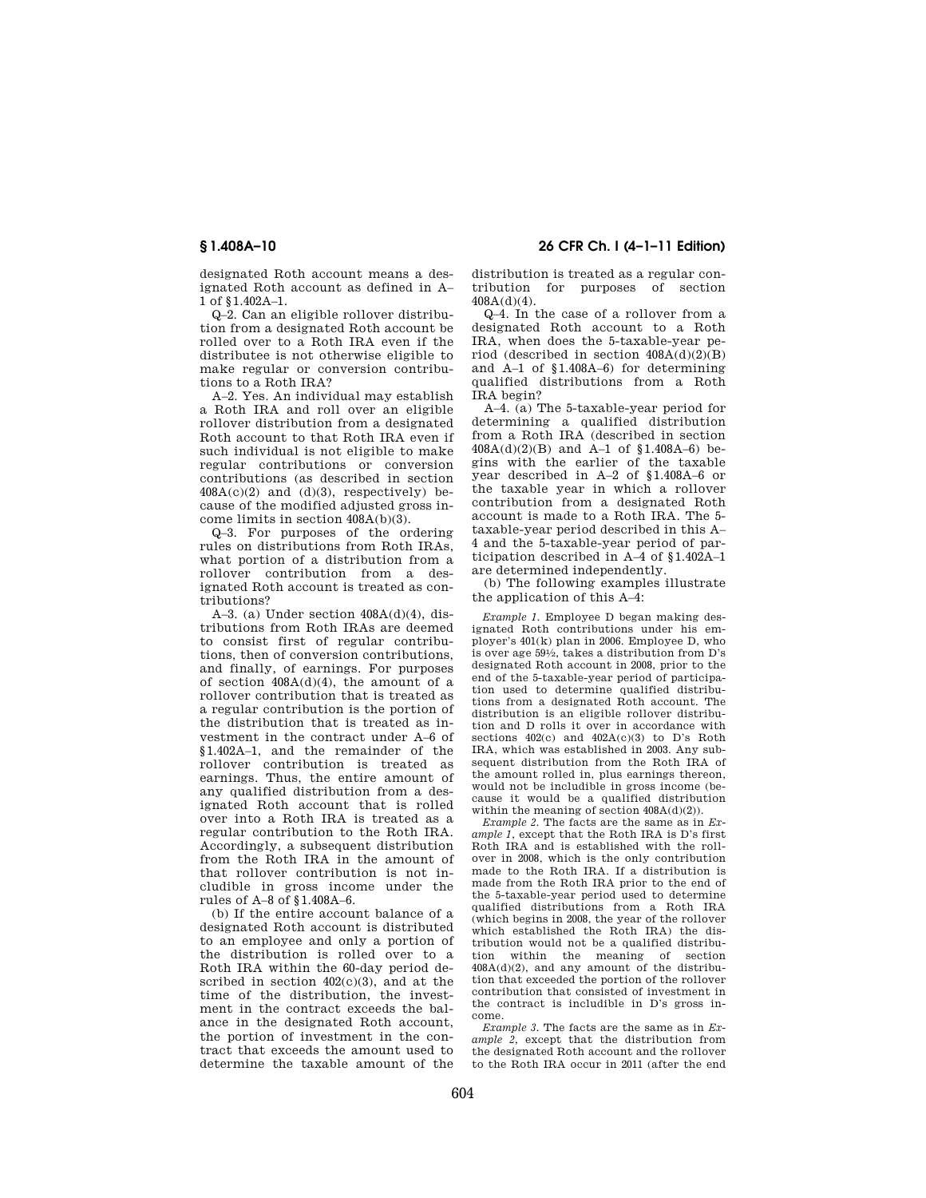designated Roth account means a designated Roth account as defined in A–1 of §1.402A–1.

Q–2. Can an eligible rollover distribution from a designated Roth account be rolled over to a Roth IRA even if the distributee is not otherwise eligible to make regular or conversion contributions to a Roth IRA?

A–2. Yes. An individual may establish a Roth IRA and roll over an eligible rollover distribution from a designated Roth account to that Roth IRA even if such individual is not eligible to make regular contributions or conversion contributions (as described in section 408A(c)(2) and (d)(3), respectively) because of the modified adjusted gross income limits in section 408A(b)(3).

Q–3. For purposes of the ordering rules on distributions from Roth IRAs, what portion of a distribution from a rollover contribution from a designated Roth account is treated as contributions?

A–3. (a) Under section 408A(d)(4), distributions from Roth IRAs are deemed to consist first of regular contributions, then of conversion contributions, and finally, of earnings. For purposes of section 408A(d)(4), the amount of a rollover contribution that is treated as a regular contribution is the portion of the distribution that is treated as investment in the contract under A–6 of §1.402A–1, and the remainder of the rollover contribution is treated as earnings. Thus, the entire amount of any qualified distribution from a designated Roth account that is rolled over into a Roth IRA is treated as a regular contribution to the Roth IRA. Accordingly, a subsequent distribution from the Roth IRA in the amount of that rollover contribution is not includible in gross income under the rules of A–8 of §1.408A–6.

(b) If the entire account balance of a designated Roth account is distributed to an employee and only a portion of the distribution is rolled over to a Roth IRA within the 60-day period described in section 402(c)(3), and at the time of the distribution, the investment in the contract exceeds the balance in the designated Roth account, the portion of investment in the contract that exceeds the amount used to determine the taxable amount of the distribution is treated as a regular contribution for purposes of section 408A(d)(4).

Q–4. In the case of a rollover from a designated Roth account to a Roth IRA, when does the 5-taxable-year period (described in section 408A(d)(2)(B) and A–1 of §1.408A–6) for determining qualified distributions from a Roth IRA begin?

A–4. (a) The 5-taxable-year period for determining a qualified distribution from a Roth IRA (described in section 408A(d)(2)(B) and A–1 of §1.408A–6) begins with the earlier of the taxable year described in A–2 of §1.408A–6 or the taxable year in which a rollover contribution from a designated Roth account is made to a Roth IRA. The 5-taxable-year period described in this A–4 and the 5-taxable-year period of participation described in A–4 of §1.402A–1 are determined independently.

(b) The following examples illustrate the application of this A–4:

*Example 1.* Employee D began making designated Roth contributions under his employer's 401(k) plan in 2006. Employee D, who is over age 59½, takes a distribution from D's designated Roth account in 2008, prior to the end of the 5-taxable-year period of participation used to determine qualified distributions from a designated Roth account. The distribution is an eligible rollover distribution and D rolls it over in accordance with sections 402(c) and 402A(c)(3) to D's Roth IRA, which was established in 2003. Any subsequent distribution from the Roth IRA of the amount rolled in, plus earnings thereon, would not be includible in gross income (because it would be a qualified distribution within the meaning of section 408A(d)(2)).

*Example 2.* The facts are the same as in *Example 1*, except that the Roth IRA is D's first Roth IRA and is established with the rollover in 2008, which is the only contribution made to the Roth IRA. If a distribution is made from the Roth IRA prior to the end of the 5-taxable-year period used to determine qualified distributions from a Roth IRA (which begins in 2008, the year of the rollover which established the Roth IRA) the distribution would not be a qualified distribution within the meaning of section 408A(d)(2), and any amount of the distribution that exceeded the portion of the rollover contribution that consisted of investment in the contract is includible in D's gross income.

*Example 3.* The facts are the same as in *Example 2*, except that the distribution from the designated Roth account and the rollover to the Roth IRA occur in 2011 (after the end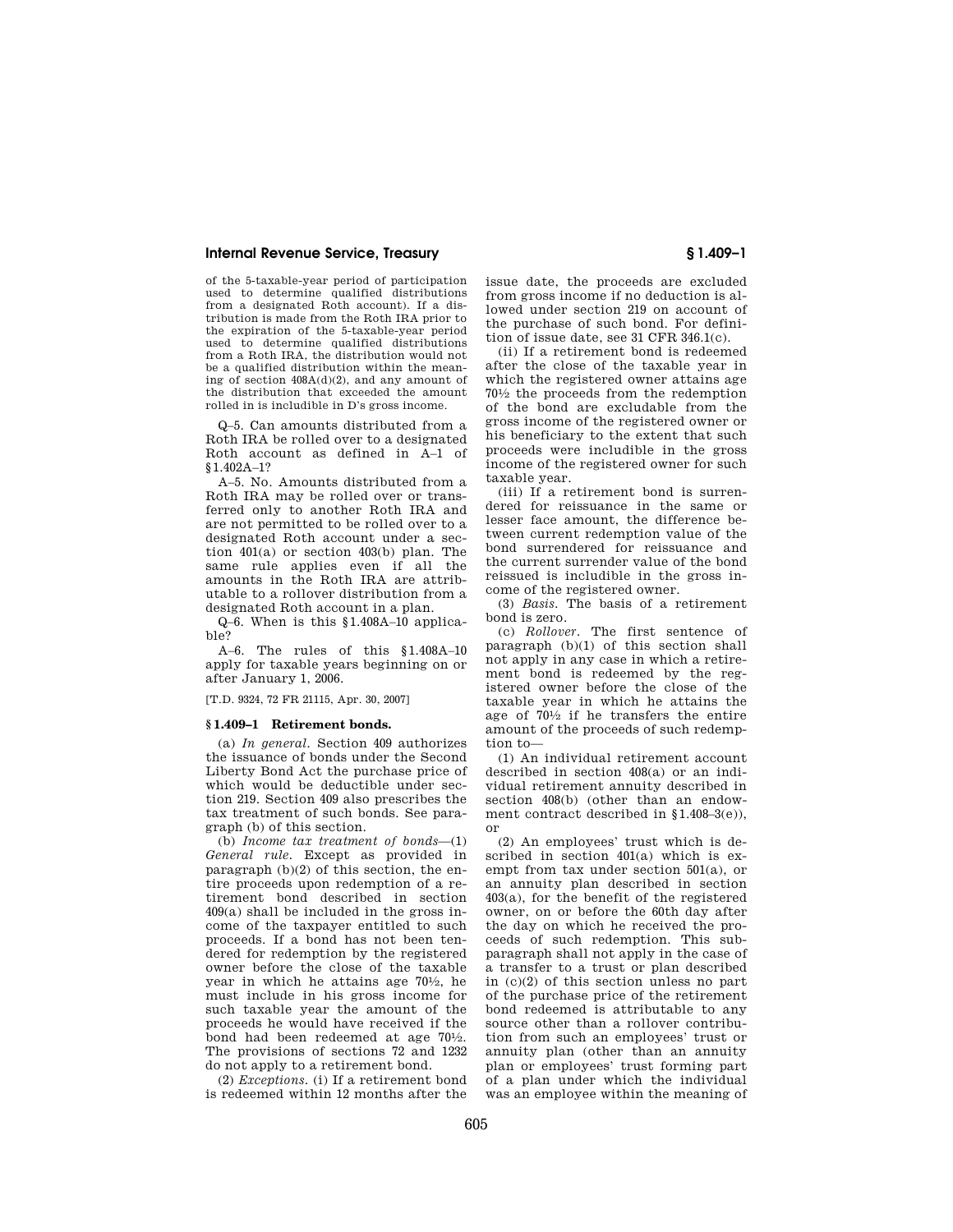of the 5-taxable-year period of participation used to determine qualified distributions from a designated Roth account). If a distribution is made from the Roth IRA prior to the expiration of the 5-taxable-year period used to determine qualified distributions from a Roth IRA, the distribution would not be a qualified distribution within the meaning of section 408A(d)(2), and any amount of the distribution that exceeded the amount rolled in is includible in D's gross income.

Q–5. Can amounts distributed from a Roth IRA be rolled over to a designated Roth account as defined in A–1 of §1.402A–1?

A–5. No. Amounts distributed from a Roth IRA may be rolled over or transferred only to another Roth IRA and are not permitted to be rolled over to a designated Roth account under a section 401(a) or section 403(b) plan. The same rule applies even if all the amounts in the Roth IRA are attributable to a rollover distribution from a designated Roth account in a plan.

Q–6. When is this §1.408A–10 applicable?

A–6. The rules of this §1.408A–10 apply for taxable years beginning on or after January 1, 2006.

[T.D. 9324, 72 FR 21115, Apr. 30, 2007]

## §1.409–1 Retirement bonds.

(a) *In general.* Section 409 authorizes the issuance of bonds under the Second Liberty Bond Act the purchase price of which would be deductible under section 219. Section 409 also prescribes the tax treatment of such bonds. See paragraph (b) of this section.

(b) *Income tax treatment of bonds*—(1) *General rule.* Except as provided in paragraph (b)(2) of this section, the entire proceeds upon redemption of a retirement bond described in section 409(a) shall be included in the gross income of the taxpayer entitled to such proceeds. If a bond has not been tendered for redemption by the registered owner before the close of the taxable year in which he attains age 70½, he must include in his gross income for such taxable year the amount of the proceeds he would have received if the bond had been redeemed at age 70½. The provisions of sections 72 and 1232 do not apply to a retirement bond.

(2) *Exceptions.* (i) If a retirement bond is redeemed within 12 months after the issue date, the proceeds are excluded from gross income if no deduction is allowed under section 219 on account of the purchase of such bond. For definition of issue date, see 31 CFR 346.1(c).

(ii) If a retirement bond is redeemed after the close of the taxable year in which the registered owner attains age 70½ the proceeds from the redemption of the bond are excludable from the gross income of the registered owner or his beneficiary to the extent that such proceeds were includible in the gross income of the registered owner for such taxable year.

(iii) If a retirement bond is surrendered for reissuance in the same or lesser face amount, the difference between current redemption value of the bond surrendered for reissuance and the current surrender value of the bond reissued is includible in the gross income of the registered owner.

(3) *Basis.* The basis of a retirement bond is zero.

(c) *Rollover.* The first sentence of paragraph (b)(1) of this section shall not apply in any case in which a retirement bond is redeemed by the registered owner before the close of the taxable year in which he attains the age of 70½ if he transfers the entire amount of the proceeds of such redemption to—

(1) An individual retirement account described in section 408(a) or an individual retirement annuity described in section 408(b) (other than an endowment contract described in §1.408–3(e)), or

(2) An employees' trust which is described in section 401(a) which is exempt from tax under section 501(a), or an annuity plan described in section 403(a), for the benefit of the registered owner, on or before the 60th day after the day on which he received the proceeds of such redemption. This subparagraph shall not apply in the case of a transfer to a trust or plan described in (c)(2) of this section unless no part of the purchase price of the retirement bond redeemed is attributable to any source other than a rollover contribution from such an employees' trust or annuity plan (other than an annuity plan or employees' trust forming part of a plan under which the individual was an employee within the meaning of